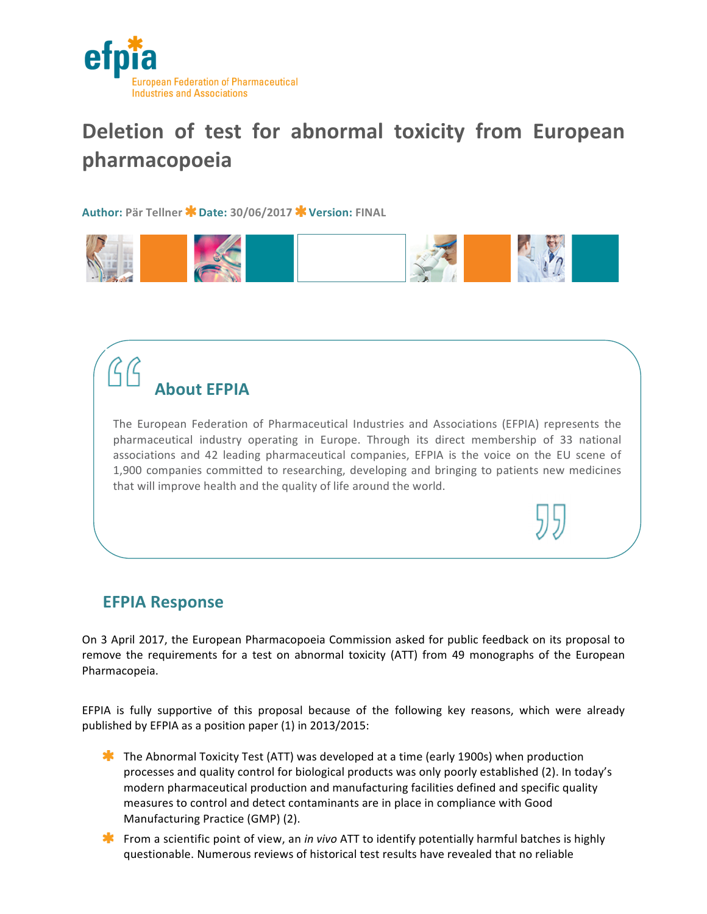# Deletion of test for abnormal toxicity from European pharmacopoeia

**Author:** Pär Tellner ✱ **Date:** 30/06/2017 ✱ **Version:** FINAL

## About EFPIA

The European Federation of Pharmaceutical Industries and Associations (EFPIA) represents the pharmaceutical industry operating in Europe. Through its direct membership of 33 national associations and 42 leading pharmaceutical companies, EFPIA is the voice on the EU scene of 1,900 companies committed to researching, developing and bringing to patients new medicines that will improve health and the quality of life around the world.

## EFPIA Response

On 3 April 2017, the European Pharmacopoeia Commission asked for public feedback on its proposal to remove the requirements for a test on abnormal toxicity (ATT) from 49 monographs of the European Pharmacopeia.

EFPIA is fully supportive of this proposal because of the following key reasons, which were already published by EFPIA as a position paper (1) in 2013/2015:

- The Abnormal Toxicity Test (ATT) was developed at a time (early 1900s) when production processes and quality control for biological products was only poorly established (2). In today's modern pharmaceutical production and manufacturing facilities defined and specific quality measures to control and detect contaminants are in place in compliance with Good Manufacturing Practice (GMP) (2).
- From a scientific point of view, an *in vivo* ATT to identify potentially harmful batches is highly questionable. Numerous reviews of historical test results have revealed that no reliable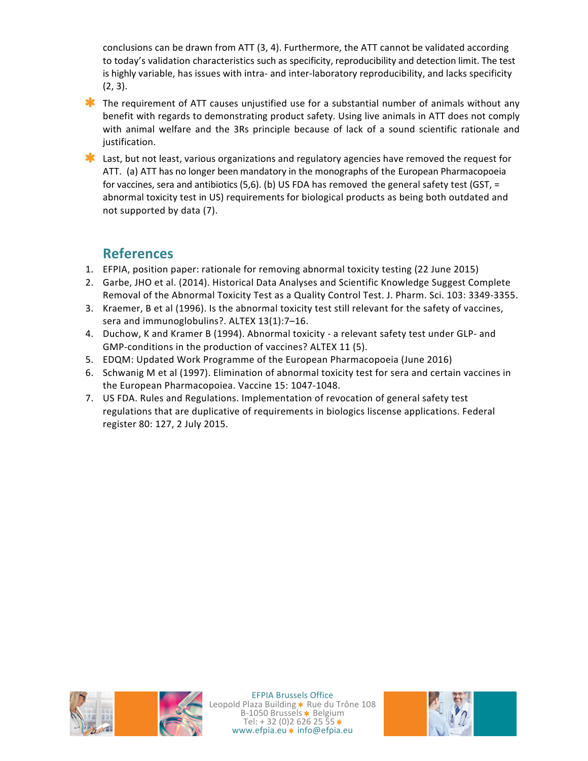conclusions can be drawn from ATT (3, 4). Furthermore, the ATT cannot be validated according to today's validation characteristics such as specificity, reproducibility and detection limit. The test is highly variable, has issues with intra- and inter-laboratory reproducibility, and lacks specificity (2, 3).

- The requirement of ATT causes unjustified use for a substantial number of animals without any benefit with regards to demonstrating product safety. Using live animals in ATT does not comply with animal welfare and the 3Rs principle because of lack of a sound scientific rationale and justification.
- Last, but not least, various organizations and regulatory agencies have removed the request for ATT. (a) ATT has no longer been mandatory in the monographs of the European Pharmacopoeia for vaccines, sera and antibiotics (5,6). (b) US FDA has removed the general safety test (GST, = abnormal toxicity test in US) requirements for biological products as being both outdated and not supported by data (7).

## References

1. EFPIA, position paper: rationale for removing abnormal toxicity testing (22 June 2015)
2. Garbe, JHO et al. (2014). Historical Data Analyses and Scientific Knowledge Suggest Complete Removal of the Abnormal Toxicity Test as a Quality Control Test. J. Pharm. Sci. 103: 3349-3355.
3. Kraemer, B et al (1996). Is the abnormal toxicity test still relevant for the safety of vaccines, sera and immunoglobulins?. ALTEX 13(1):7–16.
4. Duchow, K and Kramer B (1994). Abnormal toxicity - a relevant safety test under GLP- and GMP-conditions in the production of vaccines? ALTEX 11 (5).
5. EDQM: Updated Work Programme of the European Pharmacopoeia (June 2016)
6. Schwanig M et al (1997). Elimination of abnormal toxicity test for sera and certain vaccines in the European Pharmacopoiea. Vaccine 15: 1047-1048.
7. US FDA. Rules and Regulations. Implementation of revocation of general safety test regulations that are duplicative of requirements in biologics liscense applications. Federal register 80: 127, 2 July 2015.

EFPIA Brussels Office
Leopold Plaza Building * Rue du Trône 108
B-1050 Brussels * Belgium
Tel: + 32 (0)2 626 25 55 *
www.efpia.eu * info@efpia.eu